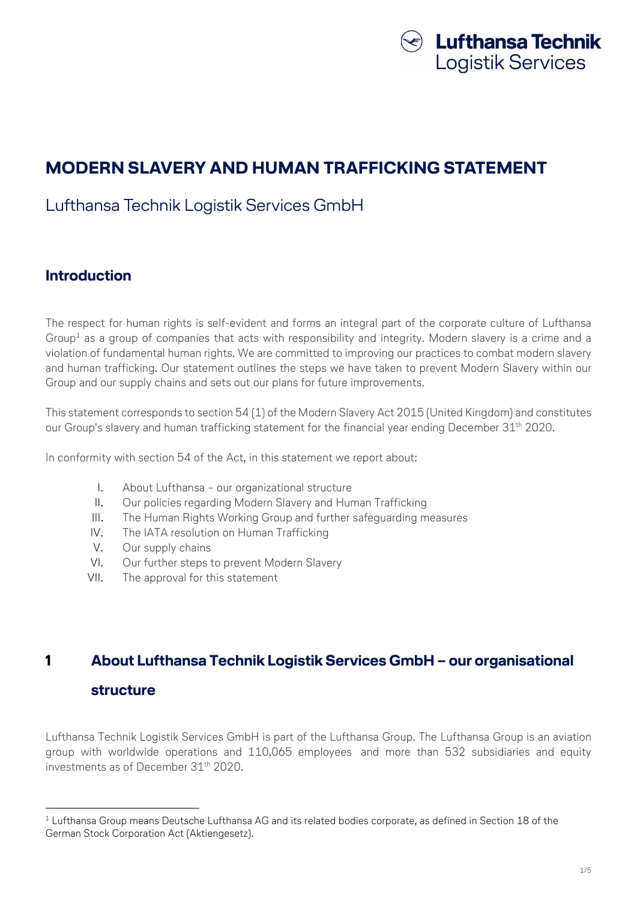# MODERN SLAVERY AND HUMAN TRAFFICKING STATEMENT

Lufthansa Technik Logistik Services GmbH

## Introduction

The respect for human rights is self-evident and forms an integral part of the corporate culture of Lufthansa Group[1] as a group of companies that acts with responsibility and integrity. Modern slavery is a crime and a violation of fundamental human rights. We are committed to improving our practices to combat modern slavery and human trafficking. Our statement outlines the steps we have taken to prevent Modern Slavery within our Group and our supply chains and sets out our plans for future improvements.

This statement corresponds to section 54 (1) of the Modern Slavery Act 2015 (United Kingdom) and constitutes our Group's slavery and human trafficking statement for the financial year ending December 31th 2020.

In conformity with section 54 of the Act, in this statement we report about:

I. About Lufthansa – our organizational structure
II. Our policies regarding Modern Slavery and Human Trafficking
III. The Human Rights Working Group and further safeguarding measures
IV. The IATA resolution on Human Trafficking
V. Our supply chains
VI. Our further steps to prevent Modern Slavery
VII. The approval for this statement

## 1 About Lufthansa Technik Logistik Services GmbH – our organisational structure

Lufthansa Technik Logistik Services GmbH is part of the Lufthansa Group. The Lufthansa Group is an aviation group with worldwide operations and 110,065 employees and more than 532 subsidiaries and equity investments as of December 31th 2020.

[1] Lufthansa Group means Deutsche Lufthansa AG and its related bodies corporate, as defined in Section 18 of the German Stock Corporation Act (Aktiengesetz).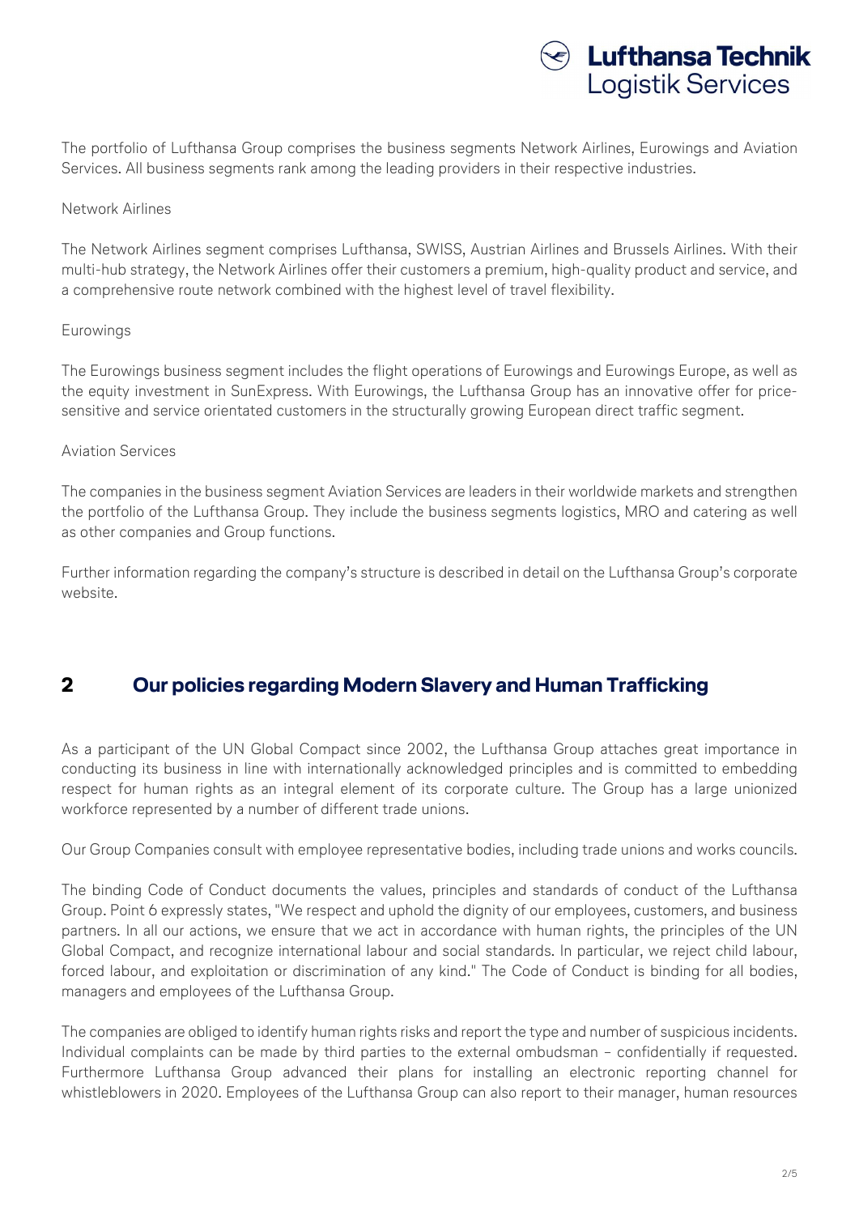The portfolio of Lufthansa Group comprises the business segments Network Airlines, Eurowings and Aviation Services. All business segments rank among the leading providers in their respective industries.

Network Airlines

The Network Airlines segment comprises Lufthansa, SWISS, Austrian Airlines and Brussels Airlines. With their multi-hub strategy, the Network Airlines offer their customers a premium, high-quality product and service, and a comprehensive route network combined with the highest level of travel flexibility.

Eurowings

The Eurowings business segment includes the flight operations of Eurowings and Eurowings Europe, as well as the equity investment in SunExpress. With Eurowings, the Lufthansa Group has an innovative offer for price-sensitive and service orientated customers in the structurally growing European direct traffic segment.

Aviation Services

The companies in the business segment Aviation Services are leaders in their worldwide markets and strengthen the portfolio of the Lufthansa Group. They include the business segments logistics, MRO and catering as well as other companies and Group functions.

Further information regarding the company's structure is described in detail on the Lufthansa Group's corporate website.

## 2 Our policies regarding Modern Slavery and Human Trafficking

As a participant of the UN Global Compact since 2002, the Lufthansa Group attaches great importance in conducting its business in line with internationally acknowledged principles and is committed to embedding respect for human rights as an integral element of its corporate culture. The Group has a large unionized workforce represented by a number of different trade unions.

Our Group Companies consult with employee representative bodies, including trade unions and works councils.

The binding Code of Conduct documents the values, principles and standards of conduct of the Lufthansa Group. Point 6 expressly states, "We respect and uphold the dignity of our employees, customers, and business partners. In all our actions, we ensure that we act in accordance with human rights, the principles of the UN Global Compact, and recognize international labour and social standards. In particular, we reject child labour, forced labour, and exploitation or discrimination of any kind." The Code of Conduct is binding for all bodies, managers and employees of the Lufthansa Group.

The companies are obliged to identify human rights risks and report the type and number of suspicious incidents. Individual complaints can be made by third parties to the external ombudsman – confidentially if requested. Furthermore Lufthansa Group advanced their plans for installing an electronic reporting channel for whistleblowers in 2020. Employees of the Lufthansa Group can also report to their manager, human resources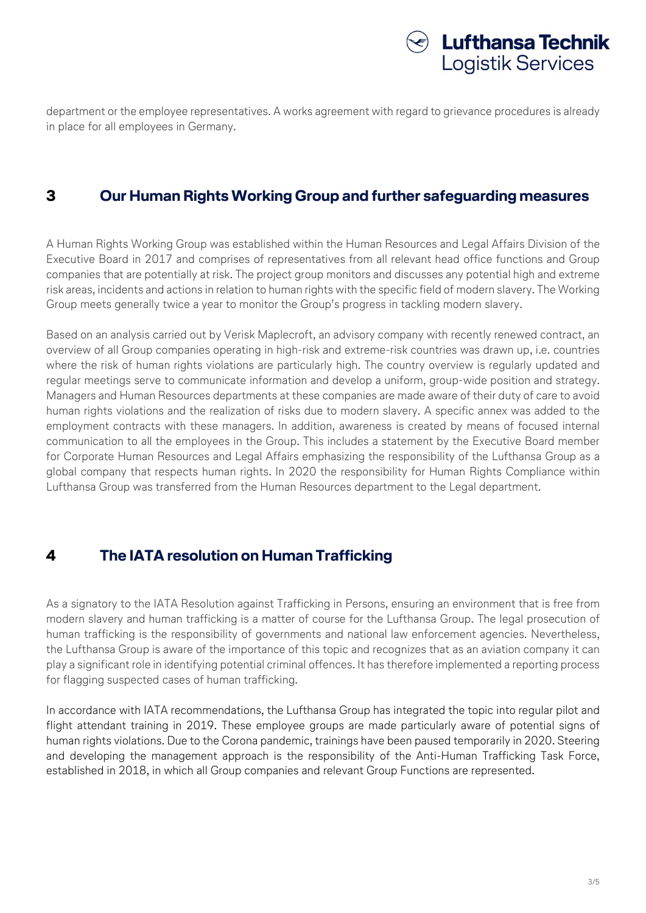department or the employee representatives. A works agreement with regard to grievance procedures is already in place for all employees in Germany.

## 3 Our Human Rights Working Group and further safeguarding measures

A Human Rights Working Group was established within the Human Resources and Legal Affairs Division of the Executive Board in 2017 and comprises of representatives from all relevant head office functions and Group companies that are potentially at risk. The project group monitors and discusses any potential high and extreme risk areas, incidents and actions in relation to human rights with the specific field of modern slavery. The Working Group meets generally twice a year to monitor the Group's progress in tackling modern slavery.

Based on an analysis carried out by Verisk Maplecroft, an advisory company with recently renewed contract, an overview of all Group companies operating in high-risk and extreme-risk countries was drawn up, i.e. countries where the risk of human rights violations are particularly high. The country overview is regularly updated and regular meetings serve to communicate information and develop a uniform, group-wide position and strategy. Managers and Human Resources departments at these companies are made aware of their duty of care to avoid human rights violations and the realization of risks due to modern slavery. A specific annex was added to the employment contracts with these managers. In addition, awareness is created by means of focused internal communication to all the employees in the Group. This includes a statement by the Executive Board member for Corporate Human Resources and Legal Affairs emphasizing the responsibility of the Lufthansa Group as a global company that respects human rights. In 2020 the responsibility for Human Rights Compliance within Lufthansa Group was transferred from the Human Resources department to the Legal department.

## 4 The IATA resolution on Human Trafficking

As a signatory to the IATA Resolution against Trafficking in Persons, ensuring an environment that is free from modern slavery and human trafficking is a matter of course for the Lufthansa Group. The legal prosecution of human trafficking is the responsibility of governments and national law enforcement agencies. Nevertheless, the Lufthansa Group is aware of the importance of this topic and recognizes that as an aviation company it can play a significant role in identifying potential criminal offences. It has therefore implemented a reporting process for flagging suspected cases of human trafficking.

In accordance with IATA recommendations, the Lufthansa Group has integrated the topic into regular pilot and flight attendant training in 2019. These employee groups are made particularly aware of potential signs of human rights violations. Due to the Corona pandemic, trainings have been paused temporarily in 2020. Steering and developing the management approach is the responsibility of the Anti-Human Trafficking Task Force, established in 2018, in which all Group companies and relevant Group Functions are represented.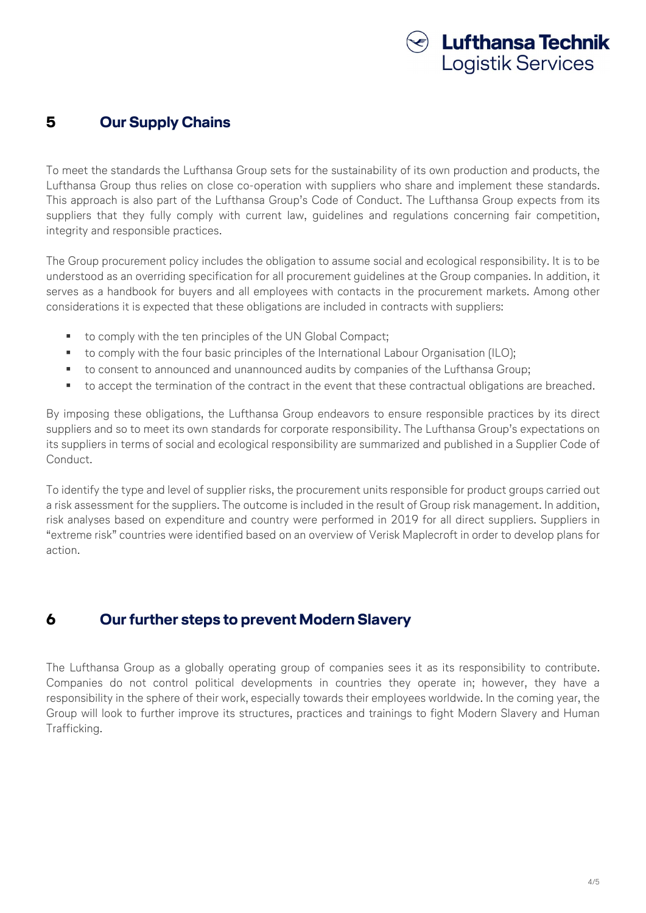## 5 Our Supply Chains

To meet the standards the Lufthansa Group sets for the sustainability of its own production and products, the Lufthansa Group thus relies on close co-operation with suppliers who share and implement these standards. This approach is also part of the Lufthansa Group's Code of Conduct. The Lufthansa Group expects from its suppliers that they fully comply with current law, guidelines and regulations concerning fair competition, integrity and responsible practices.

The Group procurement policy includes the obligation to assume social and ecological responsibility. It is to be understood as an overriding specification for all procurement guidelines at the Group companies. In addition, it serves as a handbook for buyers and all employees with contacts in the procurement markets. Among other considerations it is expected that these obligations are included in contracts with suppliers:

- to comply with the ten principles of the UN Global Compact;
- to comply with the four basic principles of the International Labour Organisation (ILO);
- to consent to announced and unannounced audits by companies of the Lufthansa Group;
- to accept the termination of the contract in the event that these contractual obligations are breached.

By imposing these obligations, the Lufthansa Group endeavors to ensure responsible practices by its direct suppliers and so to meet its own standards for corporate responsibility. The Lufthansa Group's expectations on its suppliers in terms of social and ecological responsibility are summarized and published in a Supplier Code of Conduct.

To identify the type and level of supplier risks, the procurement units responsible for product groups carried out a risk assessment for the suppliers. The outcome is included in the result of Group risk management. In addition, risk analyses based on expenditure and country were performed in 2019 for all direct suppliers. Suppliers in "extreme risk" countries were identified based on an overview of Verisk Maplecroft in order to develop plans for action.

## 6 Our further steps to prevent Modern Slavery

The Lufthansa Group as a globally operating group of companies sees it as its responsibility to contribute. Companies do not control political developments in countries they operate in; however, they have a responsibility in the sphere of their work, especially towards their employees worldwide. In the coming year, the Group will look to further improve its structures, practices and trainings to fight Modern Slavery and Human Trafficking.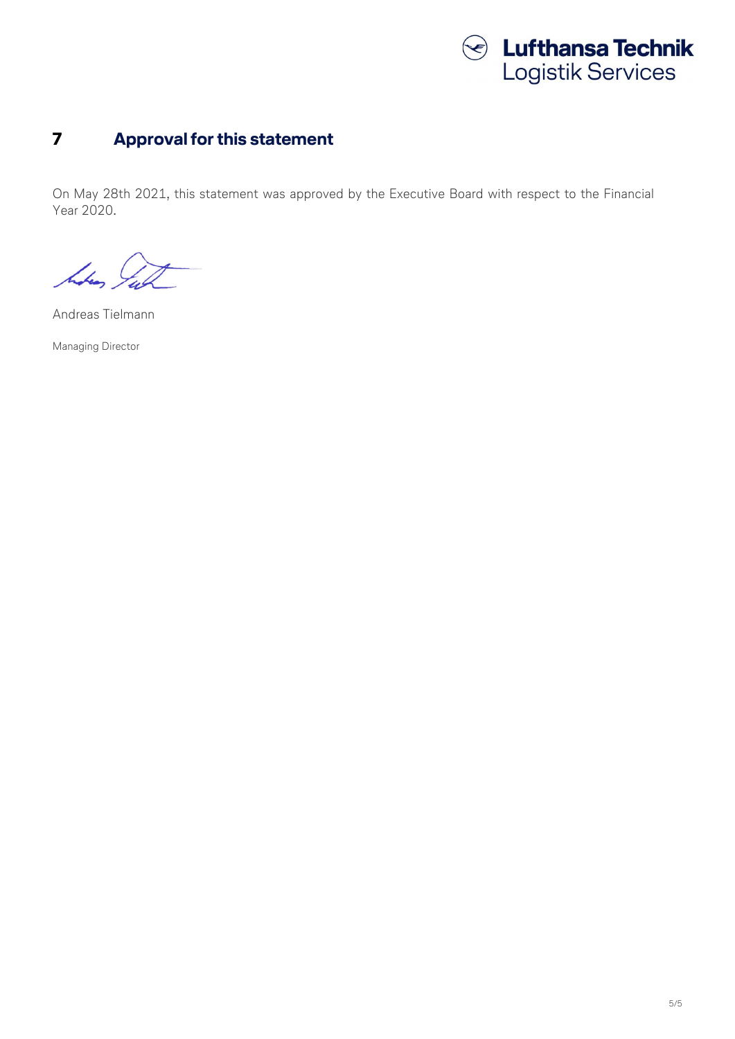## 7 Approval for this statement

On May 28th 2021, this statement was approved by the Executive Board with respect to the Financial Year 2020.

Andreas Tielmann

Managing Director